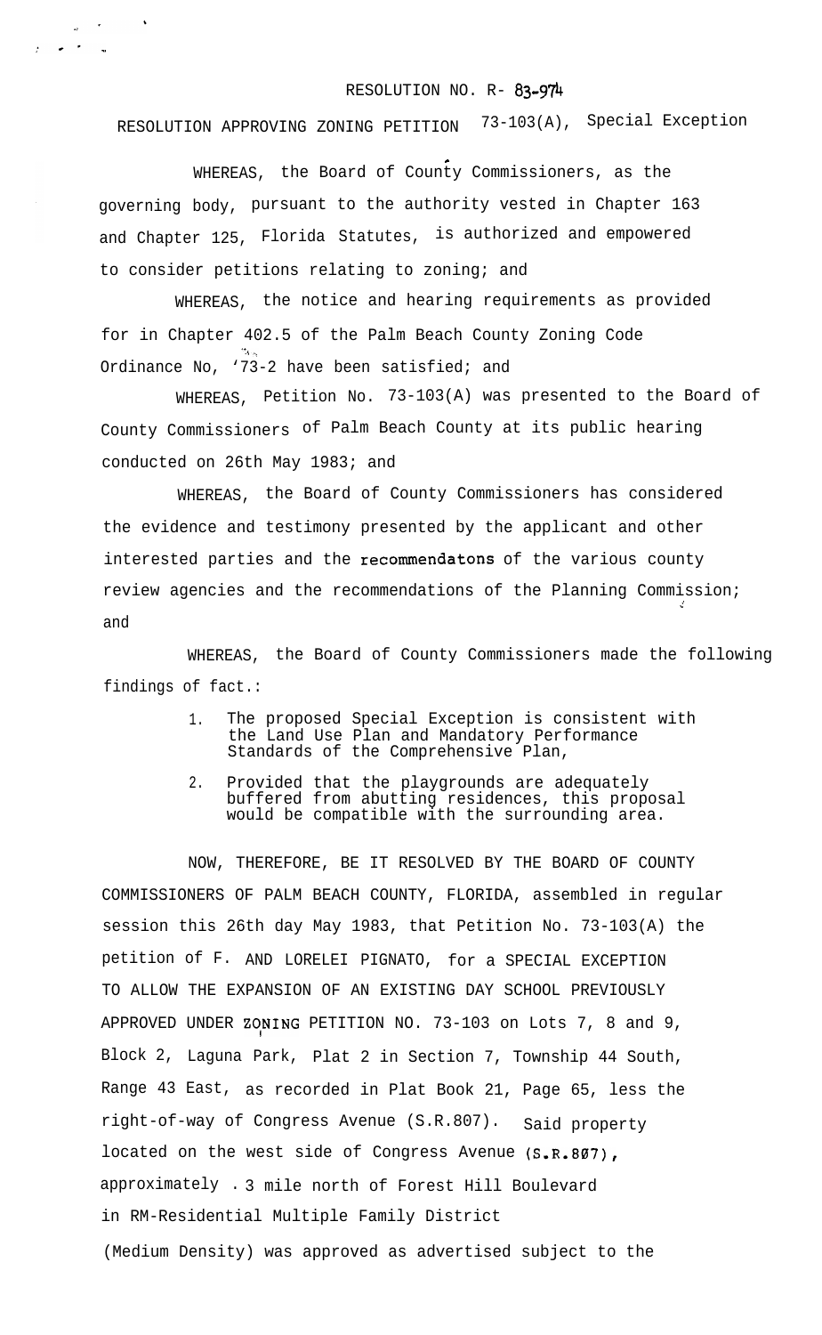RESOLUTION NO. R- 83-974

RESOLUTION APPROVING ZONING PETITION 73-103(A), Special Exception

WHEREAS, the Board of County Commissioners, as the governing body, pursuant to the authority vested in Chapter 163 and Chapter 125, Florida Statutes, is authorized and empowered to consider petitions relating to zoning; and

WHEREAS, the notice and hearing requirements as provided for in Chapter 402.5 of the Palm Beach County Zoning Code Ordinance No, '73-2 have been satisfied; and

WHEREAS, Petition No. 73-103(A) was presented to the Board of County Commissioners of Palm Beach County at its public hearing conducted on 26th May 1983; and

WHEREAS, the Board of County Commissioners has considered the evidence and testimony presented by the applicant and other interested parties and the recommendatons of the various county review agencies and the recommendations of the Planning Commission; and

WHEREAS, the Board of County Commissioners made the following findings of fact.:

1. The proposed Special Exception is consistent with the Land Use Plan and Mandatory Performance Standards of the Comprehensive Plan,
2. Provided that the playgrounds are adequately buffered from abutting residences, this proposal would be compatible with the surrounding area.

NOW, THEREFORE, BE IT RESOLVED BY THE BOARD OF COUNTY COMMISSIONERS OF PALM BEACH COUNTY, FLORIDA, assembled in regular session this 26th day May 1983, that Petition No. 73-103(A) the petition of F. AND LORELEI PIGNATO, for a SPECIAL EXCEPTION TO ALLOW THE EXPANSION OF AN EXISTING DAY SCHOOL PREVIOUSLY APPROVED UNDER ZONING PETITION NO. 73-103 on Lots 7, 8 and 9, Block 2, Laguna Park, Plat 2 in Section 7, Township 44 South, Range 43 East, as recorded in Plat Book 21, Page 65, less the right-of-way of Congress Avenue (S.R.807). Said property located on the west side of Congress Avenue (S.R.807), approximately .3 mile north of Forest Hill Boulevard in RM-Residential Multiple Family District (Medium Density) was approved as advertised subject to the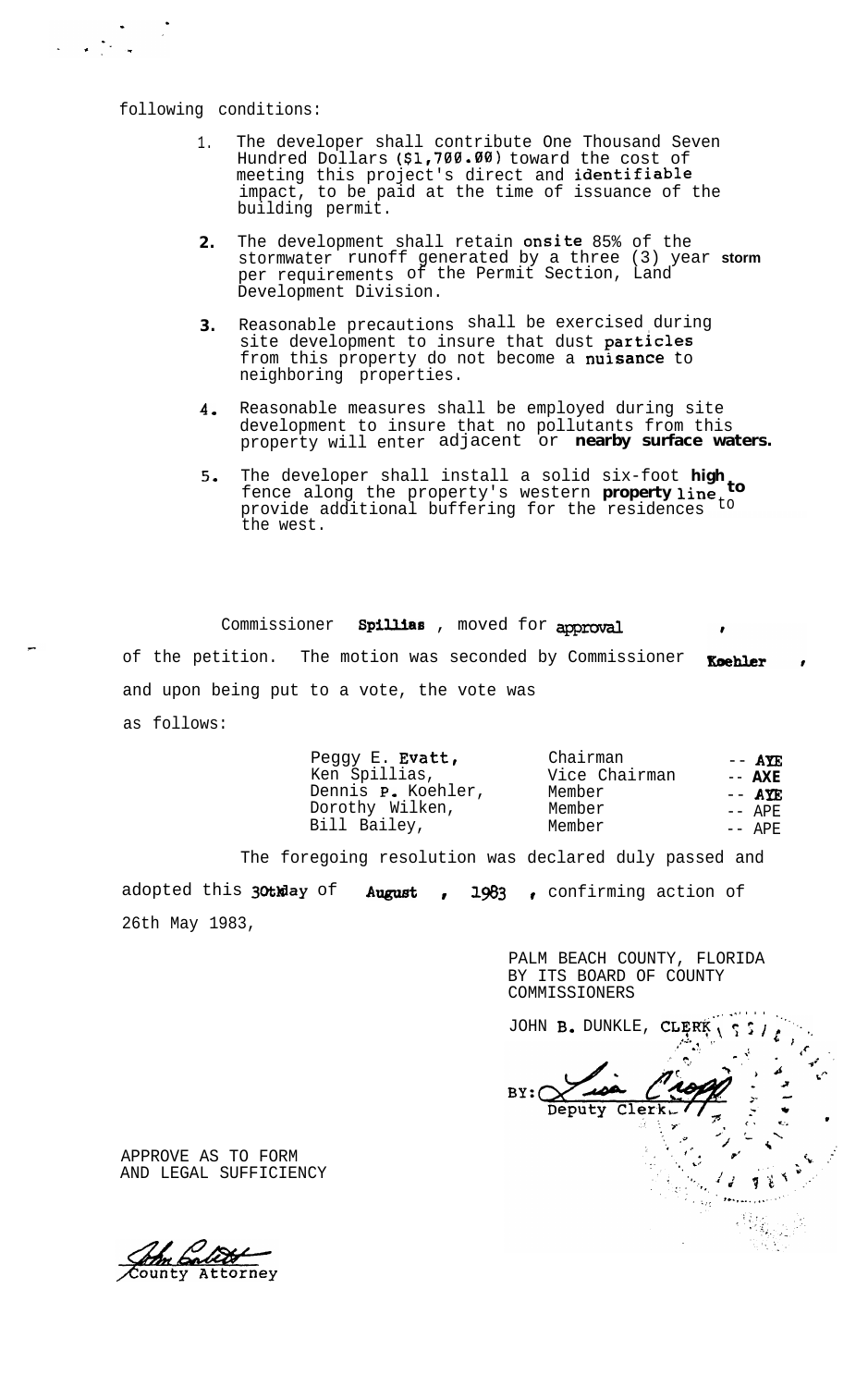following conditions:

1. The developer shall contribute One Thousand Seven Hundred Dollars ($1,700.00) toward the cost of meeting this project's direct and identifiable impact, to be paid at the time of issuance of the building permit.

2. The development shall retain onsite 85% of the stormwater runoff generated by a three (3) year storm per requirements of the Permit Section, Land Development Division.

3. Reasonable precautions shall be exercised during site development to insure that dust particles from this property do not become a nuisance to neighboring properties.

4. Reasonable measures shall be employed during site development to insure that no pollutants from this property will enter adjacent or nearby surface waters.

5. The developer shall install a solid six-foot high fence along the property's western property line, to provide additional buffering for the residences to the west.

Commissioner Spillias, moved for approval, of the petition. The motion was seconded by Commissioner Koehler, and upon being put to a vote, the vote was as follows:

| | | |
|---|---|---|
| Peggy E. Evatt, | Chairman | -- AYE |
| Ken Spillias, | Vice Chairman | -- AYE |
| Dennis P. Koehler, | Member | -- AYE |
| Dorothy Wilken, | Member | -- AYE |
| Bill Bailey, | Member | -- AYE |

The foregoing resolution was declared duly passed and adopted this 30th day of August, 1983, confirming action of 26th May 1983,

PALM BEACH COUNTY, FLORIDA
BY ITS BOARD OF COUNTY
COMMISSIONERS

JOHN B. DUNKLE, CLERK

BY: Deputy Clerk

APPROVE AS TO FORM
AND LEGAL SUFFICIENCY

County Attorney